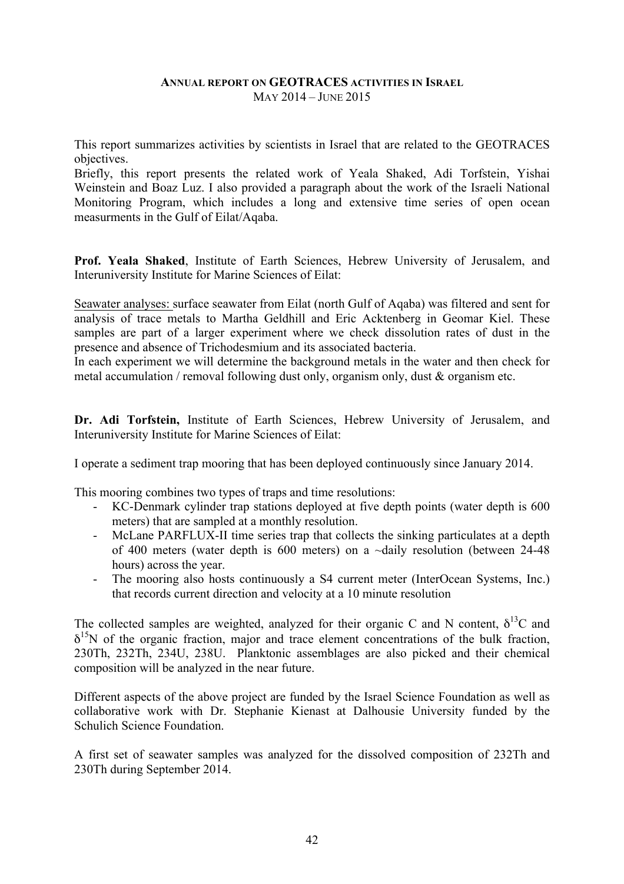# ANNUAL REPORT ON GEOTRACES ACTIVITIES IN ISRAEL

MAY 2014 – JUNE 2015

This report summarizes activities by scientists in Israel that are related to the GEOTRACES objectives.

Briefly, this report presents the related work of Yeala Shaked, Adi Torfstein, Yishai Weinstein and Boaz Luz. I also provided a paragraph about the work of the Israeli National Monitoring Program, which includes a long and extensive time series of open ocean measurments in the Gulf of Eilat/Aqaba.

**Prof. Yeala Shaked**, Institute of Earth Sciences, Hebrew University of Jerusalem, and Interuniversity Institute for Marine Sciences of Eilat:

Seawater analyses: surface seawater from Eilat (north Gulf of Aqaba) was filtered and sent for analysis of trace metals to Martha Geldhill and Eric Acktenberg in Geomar Kiel. These samples are part of a larger experiment where we check dissolution rates of dust in the presence and absence of Trichodesmium and its associated bacteria.

In each experiment we will determine the background metals in the water and then check for metal accumulation / removal following dust only, organism only, dust & organism etc.

**Dr. Adi Torfstein,** Institute of Earth Sciences, Hebrew University of Jerusalem, and Interuniversity Institute for Marine Sciences of Eilat:

I operate a sediment trap mooring that has been deployed continuously since January 2014.

This mooring combines two types of traps and time resolutions:

- KC-Denmark cylinder trap stations deployed at five depth points (water depth is 600 meters) that are sampled at a monthly resolution.
- McLane PARFLUX-II time series trap that collects the sinking particulates at a depth of 400 meters (water depth is 600 meters) on a ~daily resolution (between 24-48 hours) across the year.
- The mooring also hosts continuously a S4 current meter (InterOcean Systems, Inc.) that records current direction and velocity at a 10 minute resolution

The collected samples are weighted, analyzed for their organic C and N content, $\delta^{13}C$ and $\delta^{15}N$ of the organic fraction, major and trace element concentrations of the bulk fraction, 230Th, 232Th, 234U, 238U. Planktonic assemblages are also picked and their chemical composition will be analyzed in the near future.

Different aspects of the above project are funded by the Israel Science Foundation as well as collaborative work with Dr. Stephanie Kienast at Dalhousie University funded by the Schulich Science Foundation.

A first set of seawater samples was analyzed for the dissolved composition of 232Th and 230Th during September 2014.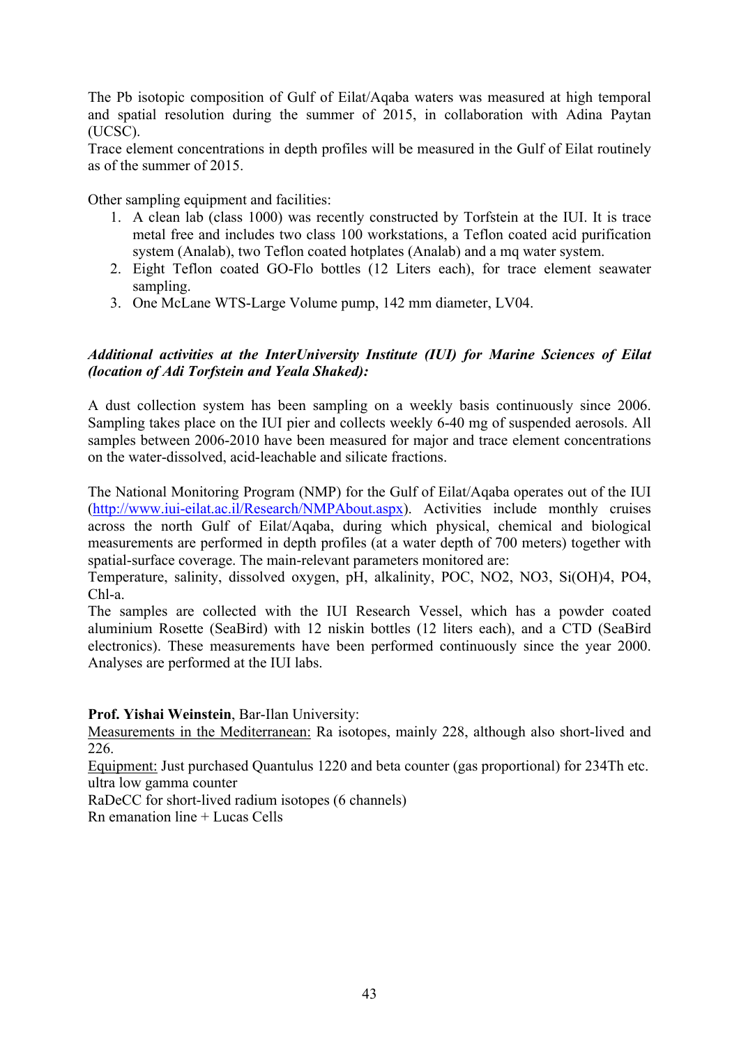The Pb isotopic composition of Gulf of Eilat/Aqaba waters was measured at high temporal and spatial resolution during the summer of 2015, in collaboration with Adina Paytan (UCSC).
Trace element concentrations in depth profiles will be measured in the Gulf of Eilat routinely as of the summer of 2015.

Other sampling equipment and facilities:

1. A clean lab (class 1000) was recently constructed by Torfstein at the IUI. It is trace metal free and includes two class 100 workstations, a Teflon coated acid purification system (Analab), two Teflon coated hotplates (Analab) and a mq water system.
2. Eight Teflon coated GO-Flo bottles (12 Liters each), for trace element seawater sampling.
3. One McLane WTS-Large Volume pump, 142 mm diameter, LV04.

***Additional activities at the InterUniversity Institute (IUI) for Marine Sciences of Eilat (location of Adi Torfstein and Yeala Shaked):***

A dust collection system has been sampling on a weekly basis continuously since 2006. Sampling takes place on the IUI pier and collects weekly 6-40 mg of suspended aerosols. All samples between 2006-2010 have been measured for major and trace element concentrations on the water-dissolved, acid-leachable and silicate fractions.

The National Monitoring Program (NMP) for the Gulf of Eilat/Aqaba operates out of the IUI (http://www.iui-eilat.ac.il/Research/NMPAbout.aspx). Activities include monthly cruises across the north Gulf of Eilat/Aqaba, during which physical, chemical and biological measurements are performed in depth profiles (at a water depth of 700 meters) together with spatial-surface coverage. The main-relevant parameters monitored are:
Temperature, salinity, dissolved oxygen, pH, alkalinity, POC, $NO_2$, $NO_3$, $Si(OH)_4$, $PO_4$, Chl-a.
The samples are collected with the IUI Research Vessel, which has a powder coated aluminium Rosette (SeaBird) with 12 niskin bottles (12 liters each), and a CTD (SeaBird electronics). These measurements have been performed continuously since the year 2000. Analyses are performed at the IUI labs.

**Prof. Yishai Weinstein**, Bar-Ilan University:
Measurements in the Mediterranean: Ra isotopes, mainly 228, although also short-lived and 226.
Equipment: Just purchased Quantulus 1220 and beta counter (gas proportional) for 234Th etc.
ultra low gamma counter
RaDeCC for short-lived radium isotopes (6 channels)
Rn emanation line + Lucas Cells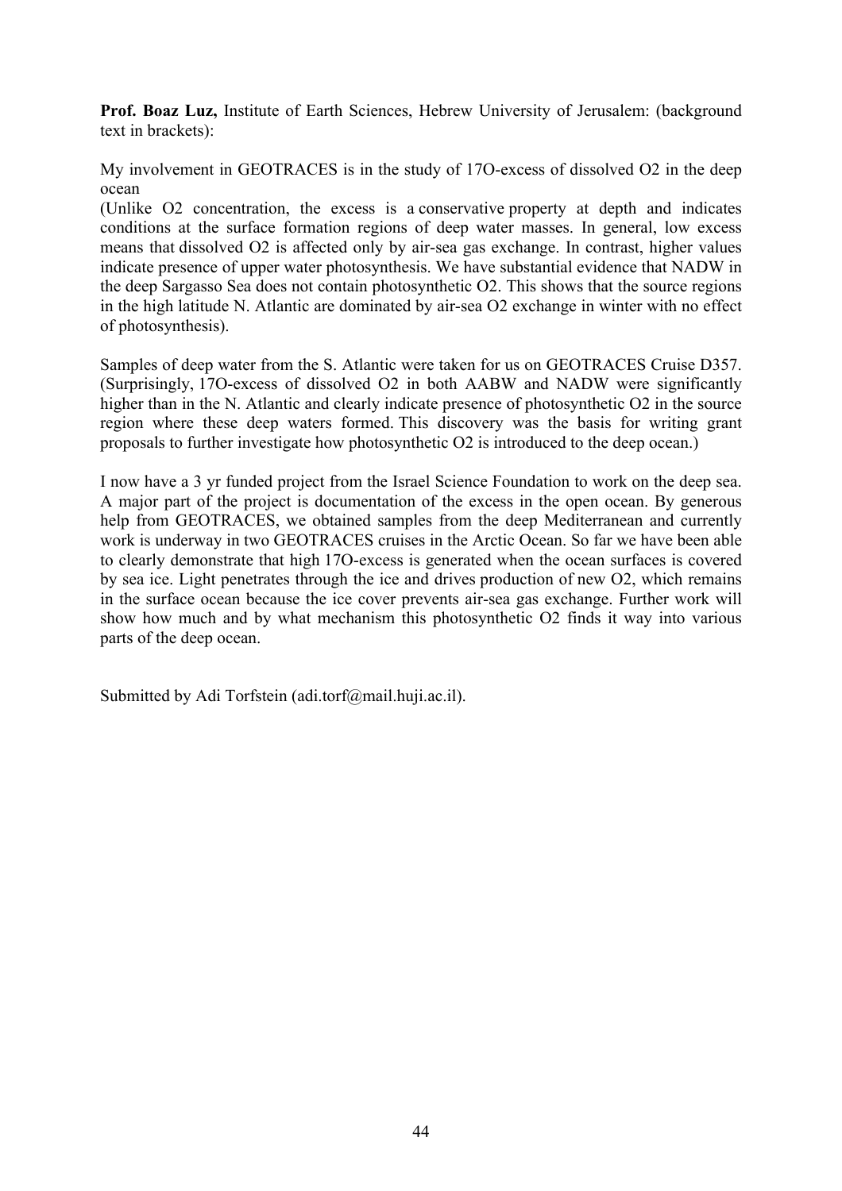**Prof. Boaz Luz,** Institute of Earth Sciences, Hebrew University of Jerusalem: (background text in brackets):

My involvement in GEOTRACES is in the study of 17O-excess of dissolved $O_2$ in the deep ocean
(Unlike $O_2$ concentration, the excess is a conservative property at depth and indicates conditions at the surface formation regions of deep water masses. In general, low excess means that dissolved $O_2$ is affected only by air-sea gas exchange. In contrast, higher values indicate presence of upper water photosynthesis. We have substantial evidence that NADW in the deep Sargasso Sea does not contain photosynthetic $O_2$. This shows that the source regions in the high latitude N. Atlantic are dominated by air-sea $O_2$ exchange in winter with no effect of photosynthesis).

Samples of deep water from the S. Atlantic were taken for us on GEOTRACES Cruise D357. (Surprisingly, 17O-excess of dissolved $O_2$ in both AABW and NADW were significantly higher than in the N. Atlantic and clearly indicate presence of photosynthetic $O_2$ in the source region where these deep waters formed. This discovery was the basis for writing grant proposals to further investigate how photosynthetic $O_2$ is introduced to the deep ocean.)

I now have a 3 yr funded project from the Israel Science Foundation to work on the deep sea. A major part of the project is documentation of the excess in the open ocean. By generous help from GEOTRACES, we obtained samples from the deep Mediterranean and currently work is underway in two GEOTRACES cruises in the Arctic Ocean. So far we have been able to clearly demonstrate that high 17O-excess is generated when the ocean surfaces is covered by sea ice. Light penetrates through the ice and drives production of new $O_2$, which remains in the surface ocean because the ice cover prevents air-sea gas exchange. Further work will show how much and by what mechanism this photosynthetic $O_2$ finds it way into various parts of the deep ocean.

Submitted by Adi Torfstein (adi.torf@mail.huji.ac.il).